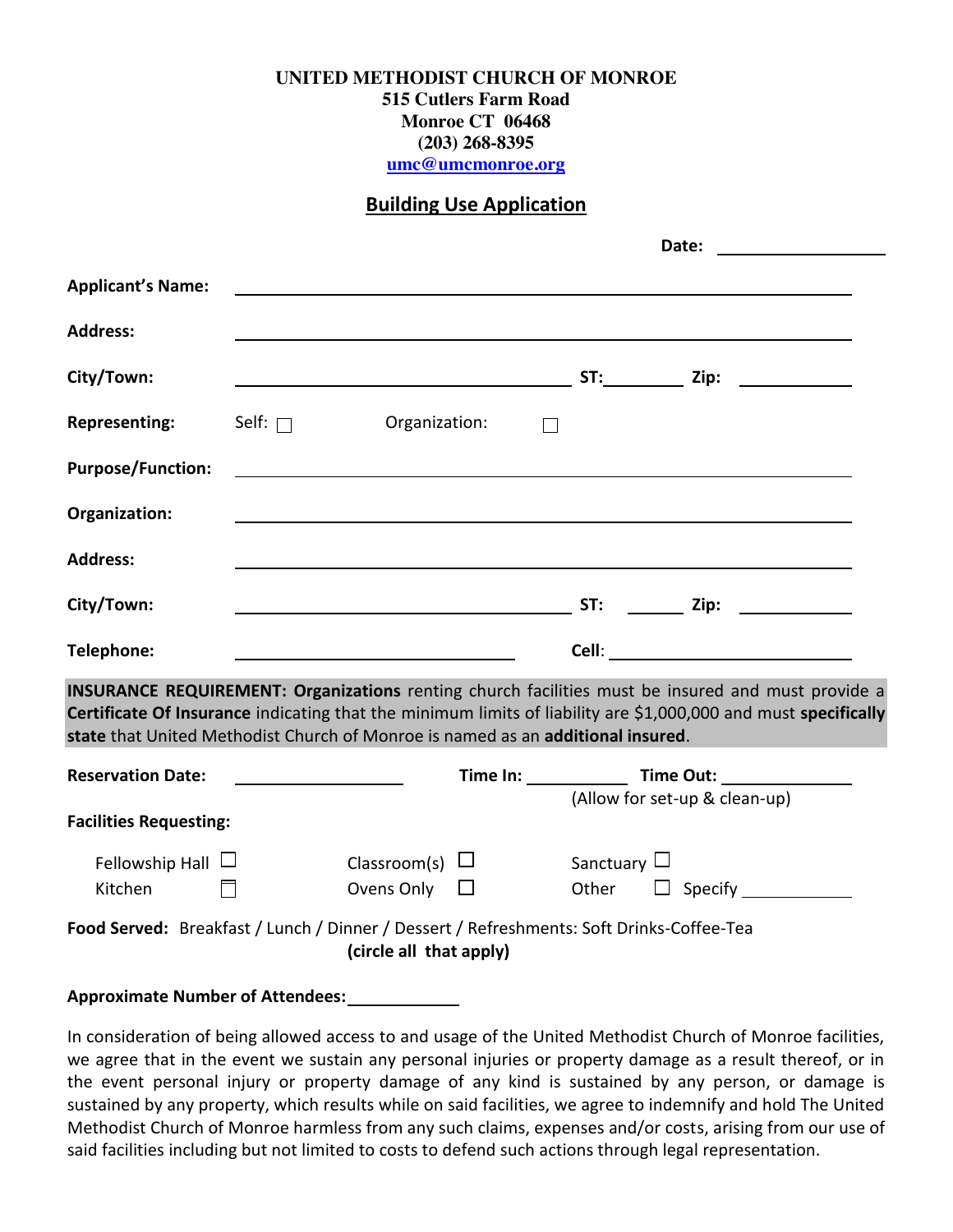**UNITED METHODIST CHURCH OF MONROE**
**515 Cutlers Farm Road**
**Monroe CT 06468**
**(203) 268-8395**
**umc@umcmonroe.org**

## Building Use Application

**Date:** ____________________

**Applicant's Name:** ____________________________________________

**Address:** ____________________________________________

**City/Town:** ______________________ **ST:** ________ **Zip:** ____________

**Representing:** Self: ☐ Organization: ☐

**Purpose/Function:** ____________________________________________

**Organization:** ____________________________________________

**Address:** ____________________________________________

**City/Town:** ______________________ **ST:** ________ **Zip:** ____________

**Telephone:** ______________________ **Cell:** ______________________

**INSURANCE REQUIREMENT: Organizations** renting church facilities must be insured and must provide a **Certificate Of Insurance** indicating that the minimum limits of liability are $1,000,000 and must **specifically state** that United Methodist Church of Monroe is named as an **additional insured**.

**Reservation Date:** ________________ **Time In:** ____________ **Time Out:** ____________
(Allow for set-up & clean-up)

**Facilities Requesting:**

Fellowship Hall ☐ Classroom(s) ☐ Sanctuary ☐
Kitchen ☐ Ovens Only ☐ Other ☐ Specify ____________

**Food Served:** Breakfast / Lunch / Dinner / Dessert / Refreshments: Soft Drinks-Coffee-Tea
**(circle all that apply)**

**Approximate Number of Attendees:** ____________

In consideration of being allowed access to and usage of the United Methodist Church of Monroe facilities, we agree that in the event we sustain any personal injuries or property damage as a result thereof, or in the event personal injury or property damage of any kind is sustained by any person, or damage is sustained by any property, which results while on said facilities, we agree to indemnify and hold The United Methodist Church of Monroe harmless from any such claims, expenses and/or costs, arising from our use of said facilities including but not limited to costs to defend such actions through legal representation.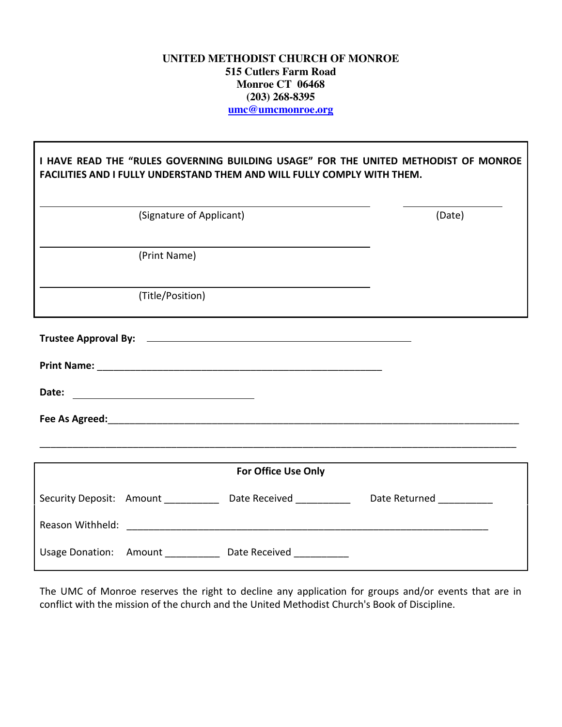**UNITED METHODIST CHURCH OF MONROE**
**515 Cutlers Farm Road**
**Monroe CT 06468**
**(203) 268-8395**
**umc@umcmonroe.org**

**I HAVE READ THE "RULES GOVERNING BUILDING USAGE" FOR THE UNITED METHODIST OF MONROE FACILITIES AND I FULLY UNDERSTAND THEM AND WILL FULLY COMPLY WITH THEM.**

______________________________________________ ____________________
(Signature of Applicant) (Date)

______________________________________________
(Print Name)

______________________________________________
(Title/Position)

**Trustee Approval By:** ______________________________________________

**Print Name:** ______________________________________________

**Date:** ______________________________

**Fee As Agreed:**______________________________________________________________________

________________________________________________________________________________

**For Office Use Only**

Security Deposit: Amount __________ Date Received __________ Date Returned __________

Reason Withheld: ________________________________________________________________

Usage Donation: Amount __________ Date Received __________

The UMC of Monroe reserves the right to decline any application for groups and/or events that are in conflict with the mission of the church and the United Methodist Church's Book of Discipline.